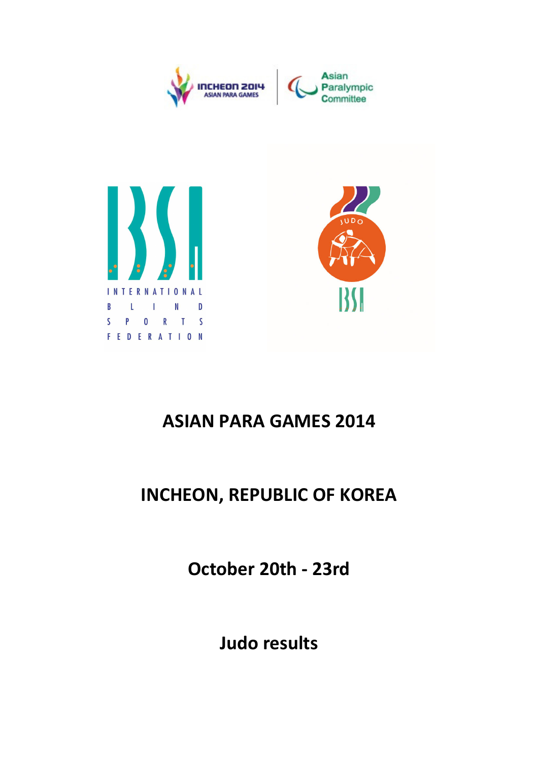# ASIAN PARA GAMES 2014

## INCHEON, REPUBLIC OF KOREA

## October 20th - 23rd

## Judo results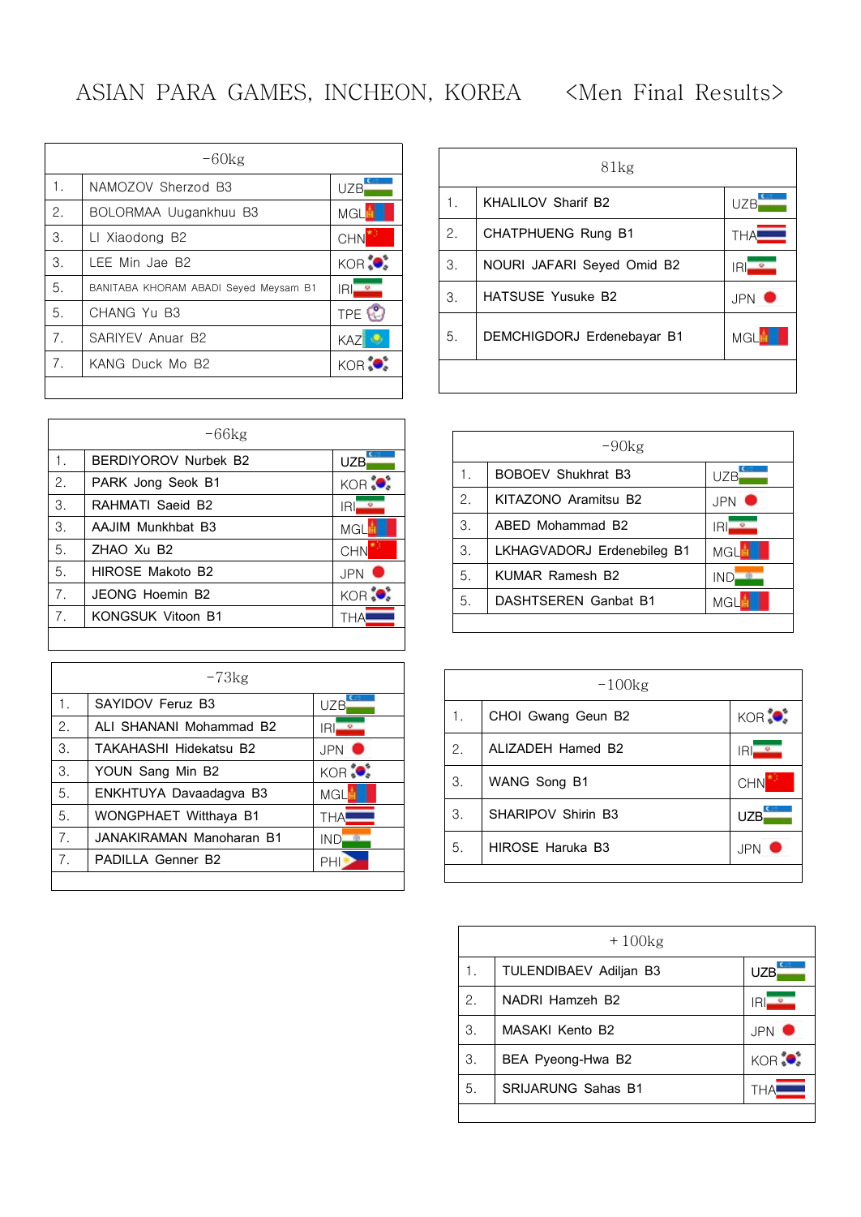# ASIAN PARA GAMES, INCHEON, KOREA <Men Final Results>

| -60kg | | |
|---|---|---|
| 1. | NAMOZOV Sherzod B3 | UZB |
| 2. | BOLORMAA Uugankhuu B3 | MGL |
| 3. | LI Xiaodong B2 | CHN |
| 3. | LEE Min Jae B2 | KOR |
| 5. | BANITABA KHORAM ABADI Seyed Meysam B1 | IRI |
| 5. | CHANG Yu B3 | TPE |
| 7. | SARIYEV Anuar B2 | KAZ |
| 7. | KANG Duck Mo B2 | KOR |

| -66kg | | |
|---|---|---|
| 1. | BERDIYOROV Nurbek B2 | UZB |
| 2. | PARK Jong Seok B1 | KOR |
| 3. | RAHMATI Saeid B2 | IRI |
| 3. | AAJIM Munkhbat B3 | MGL |
| 5. | ZHAO Xu B2 | CHN |
| 5. | HIROSE Makoto B2 | JPN |
| 7. | JEONG Hoemin B2 | KOR |
| 7. | KONGSUK Vitoon B1 | THA |

| -73kg | | |
|---|---|---|
| 1. | SAYIDOV Feruz B3 | UZB |
| 2. | ALI SHANANI Mohammad B2 | IRI |
| 3. | TAKAHASHI Hidekatsu B2 | JPN |
| 3. | YOUN Sang Min B2 | KOR |
| 5. | ENKHTUYA Davaadagva B3 | MGL |
| 5. | WONGPHAET Witthaya B1 | THA |
| 7. | JANAKIRAMAN Manoharan B1 | IND |
| 7. | PADILLA Genner B2 | PHI |

| 81kg | | |
|---|---|---|
| 1. | KHALILOV Sharif B2 | UZB |
| 2. | CHATPHUENG Rung B1 | THA |
| 3. | NOURI JAFARI Seyed Omid B2 | IRI |
| 3. | HATSUSE Yusuke B2 | JPN |
| 5. | DEMCHIGDORJ Erdenebayar B1 | MGL |

| -90kg | | |
|---|---|---|
| 1. | BOBOEV Shukhrat B3 | UZB |
| 2. | KITAZONO Aramitsu B2 | JPN |
| 3. | ABED Mohammad B2 | IRI |
| 3. | LKHAGVADORJ Erdenebileg B1 | MGL |
| 5. | KUMAR Ramesh B2 | IND |
| 5. | DASHTSEREN Ganbat B1 | MGL |

| -100kg | | |
|---|---|---|
| 1. | CHOI Gwang Geun B2 | KOR |
| 2. | ALIZADEH Hamed B2 | IRI |
| 3. | WANG Song B1 | CHN |
| 3. | SHARIPOV Shirin B3 | UZB |
| 5. | HIROSE Haruka B3 | JPN |

| +100kg | | |
|---|---|---|
| 1. | TULENDIBAEV Adiljan B3 | UZB |
| 2. | NADRI Hamzeh B2 | IRI |
| 3. | MASAKI Kento B2 | JPN |
| 3. | BEA Pyeong-Hwa B2 | KOR |
| 5. | SRIJARUNG Sahas B1 | THA |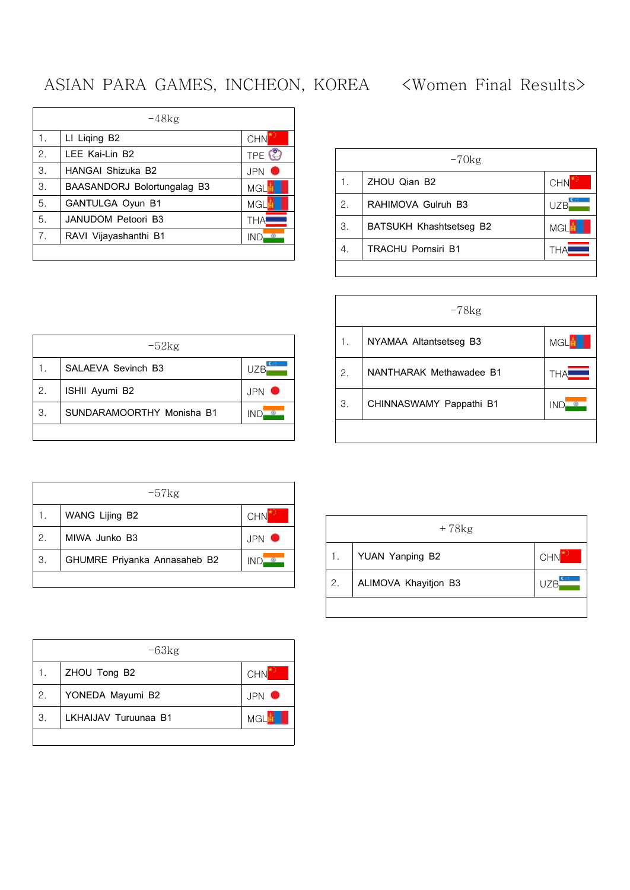# ASIAN PARA GAMES, INCHEON, KOREA <Women Final Results>

| -48kg | | |
|---|---|---|
| 1. | LI Liqing B2 | CHN |
| 2. | LEE Kai-Lin B2 | TPE |
| 3. | HANGAI Shizuka B2 | JPN |
| 3. | BAASANDORJ Bolortungalag B3 | MGL |
| 5. | GANTULGA Oyun B1 | MGL |
| 5. | JANUDOM Petoori B3 | THA |
| 7. | RAVI Vijayashanthi B1 | IND |

| -52kg | | |
|---|---|---|
| 1. | SALAEVA Sevinch B3 | UZB |
| 2. | ISHII Ayumi B2 | JPN |
| 3. | SUNDARAMOORTHY Monisha B1 | IND |

| -57kg | | |
|---|---|---|
| 1. | WANG Lijing B2 | CHN |
| 2. | MIWA Junko B3 | JPN |
| 3. | GHUMRE Priyanka Annasaheb B2 | IND |

| -63kg | | |
|---|---|---|
| 1. | ZHOU Tong B2 | CHN |
| 2. | YONEDA Mayumi B2 | JPN |
| 3. | LKHAIJAV Turuunaa B1 | MGL |

| -70kg | | |
|---|---|---|
| 1. | ZHOU Qian B2 | CHN |
| 2. | RAHIMOVA Gulruh B3 | UZB |
| 3. | BATSUKH Khashtsetseg B2 | MGL |
| 4. | TRACHU Pornsiri B1 | THA |

| -78kg | | |
|---|---|---|
| 1. | NYAMAA Altantsetseg B3 | MGL |
| 2. | NANTHARAK Methawadee B1 | THA |
| 3. | CHINNASWAMY Pappathi B1 | IND |

| +78kg | | |
|---|---|---|
| 1. | YUAN Yanping B2 | CHN |
| 2. | ALIMOVA Khayitjon B3 | UZB |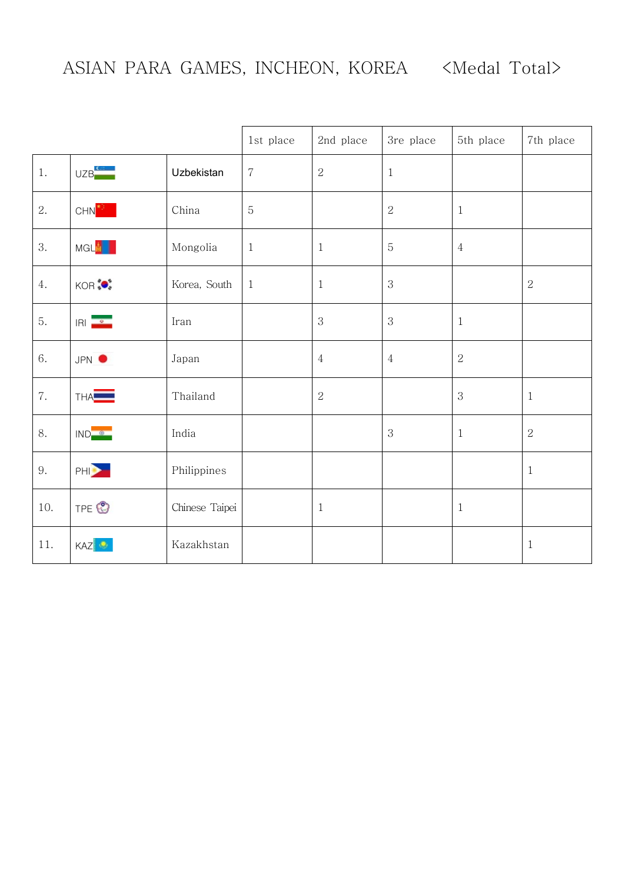# ASIAN PARA GAMES, INCHEON, KOREA <Medal Total>

| | | | 1st place | 2nd place | 3re place | 5th place | 7th place |
|---|---|---|---|---|---|---|---|
| 1. | UZB | Uzbekistan | 7 | 2 | 1 | | |
| 2. | CHN | China | 5 | | 2 | 1 | |
| 3. | MGL | Mongolia | 1 | 1 | 5 | 4 | |
| 4. | KOR | Korea, South | 1 | 1 | 3 | | 2 |
| 5. | IRI | Iran | | 3 | 3 | 1 | |
| 6. | JPN | Japan | | 4 | 4 | 2 | |
| 7. | THA | Thailand | | 2 | | 3 | 1 |
| 8. | IND | India | | | 3 | 1 | 2 |
| 9. | PHI | Philippines | | | | | 1 |
| 10. | TPE | Chinese Taipei | | 1 | | 1 | |
| 11. | KAZ | Kazakhstan | | | | | 1 |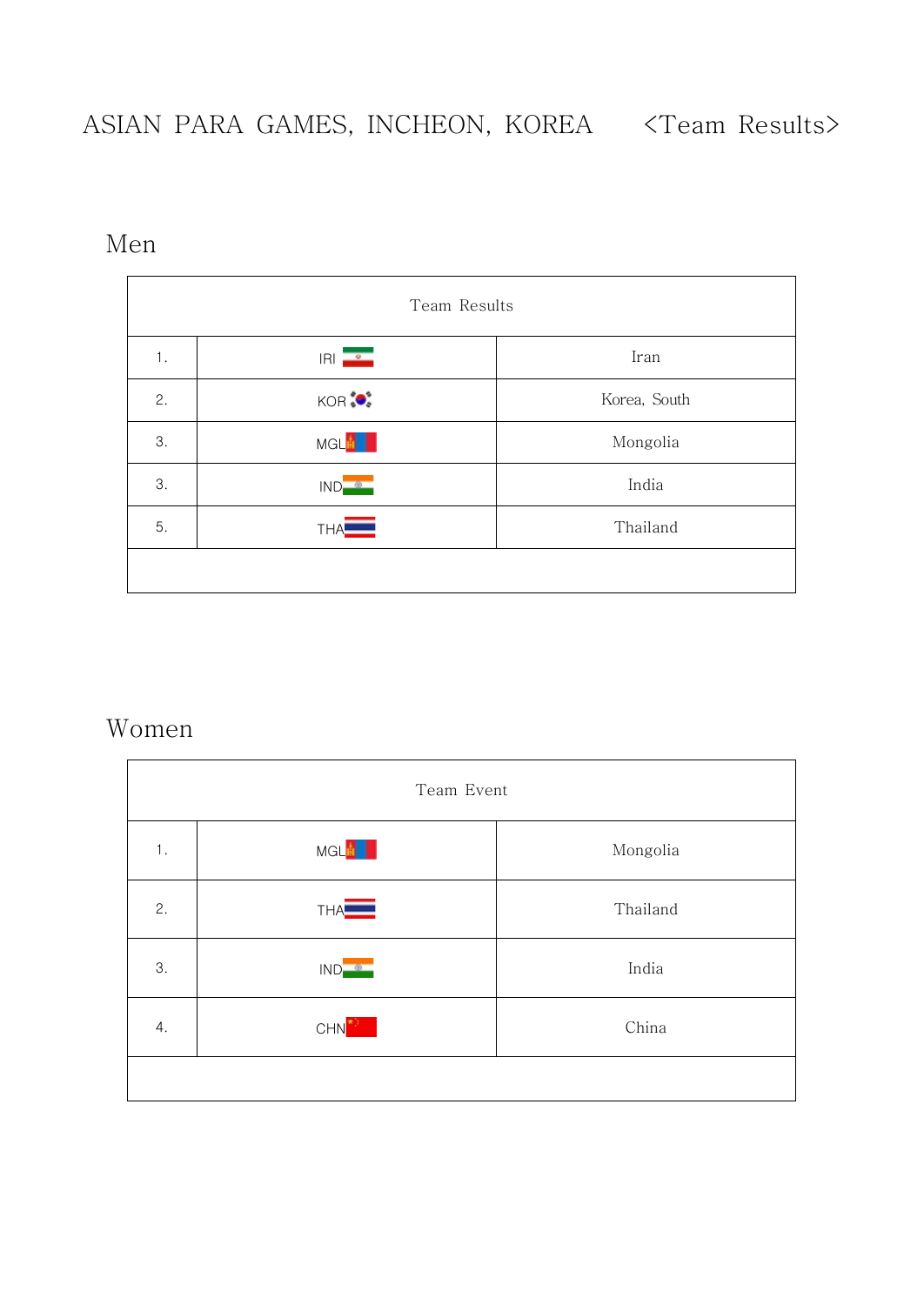# ASIAN PARA GAMES, INCHEON, KOREA <Team Results>

## Men

| Team Results | | |
| --- | --- | --- |
| 1. | IRI | Iran |
| 2. | KOR | Korea, South |
| 3. | MGL | Mongolia |
| 3. | IND | India |
| 5. | THA | Thailand |

## Women

| Team Event | | |
| --- | --- | --- |
| 1. | MGL | Mongolia |
| 2. | THA | Thailand |
| 3. | IND | India |
| 4. | CHN | China |